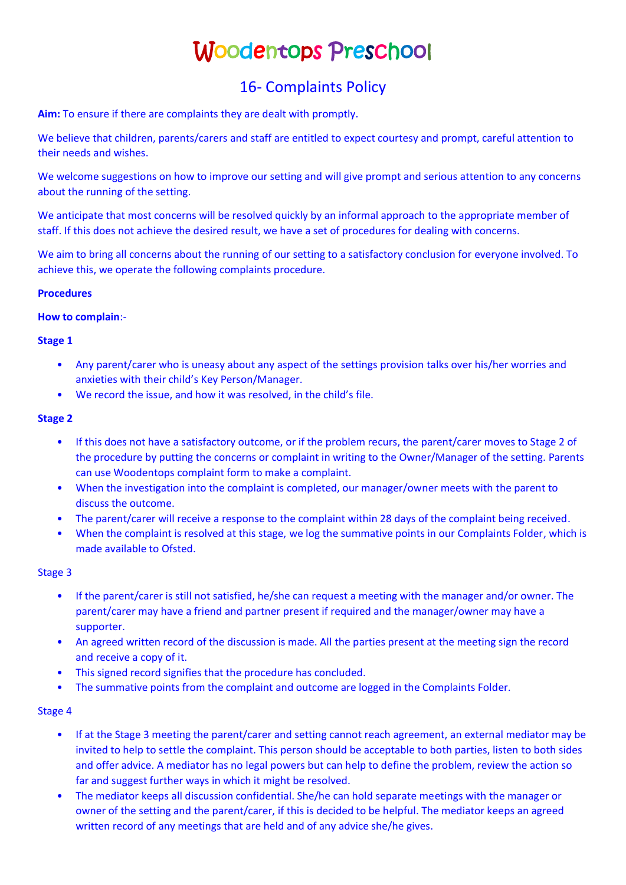# Woodentops Preschool

## 16- Complaints Policy

**Aim:** To ensure if there are complaints they are dealt with promptly.

We believe that children, parents/carers and staff are entitled to expect courtesy and prompt, careful attention to their needs and wishes.

We welcome suggestions on how to improve our setting and will give prompt and serious attention to any concerns about the running of the setting.

We anticipate that most concerns will be resolved quickly by an informal approach to the appropriate member of staff. If this does not achieve the desired result, we have a set of procedures for dealing with concerns.

We aim to bring all concerns about the running of our setting to a satisfactory conclusion for everyone involved. To achieve this, we operate the following complaints procedure.

**Procedures**

**How to complain**:-

**Stage 1**

- Any parent/carer who is uneasy about any aspect of the settings provision talks over his/her worries and anxieties with their child's Key Person/Manager.
- We record the issue, and how it was resolved, in the child's file.

**Stage 2**

- If this does not have a satisfactory outcome, or if the problem recurs, the parent/carer moves to Stage 2 of the procedure by putting the concerns or complaint in writing to the Owner/Manager of the setting. Parents can use Woodentops complaint form to make a complaint.
- When the investigation into the complaint is completed, our manager/owner meets with the parent to discuss the outcome.
- The parent/carer will receive a response to the complaint within 28 days of the complaint being received.
- When the complaint is resolved at this stage, we log the summative points in our Complaints Folder, which is made available to Ofsted.

Stage 3

- If the parent/carer is still not satisfied, he/she can request a meeting with the manager and/or owner. The parent/carer may have a friend and partner present if required and the manager/owner may have a supporter.
- An agreed written record of the discussion is made. All the parties present at the meeting sign the record and receive a copy of it.
- This signed record signifies that the procedure has concluded.
- The summative points from the complaint and outcome are logged in the Complaints Folder.

Stage 4

- If at the Stage 3 meeting the parent/carer and setting cannot reach agreement, an external mediator may be invited to help to settle the complaint. This person should be acceptable to both parties, listen to both sides and offer advice. A mediator has no legal powers but can help to define the problem, review the action so far and suggest further ways in which it might be resolved.
- The mediator keeps all discussion confidential. She/he can hold separate meetings with the manager or owner of the setting and the parent/carer, if this is decided to be helpful. The mediator keeps an agreed written record of any meetings that are held and of any advice she/he gives.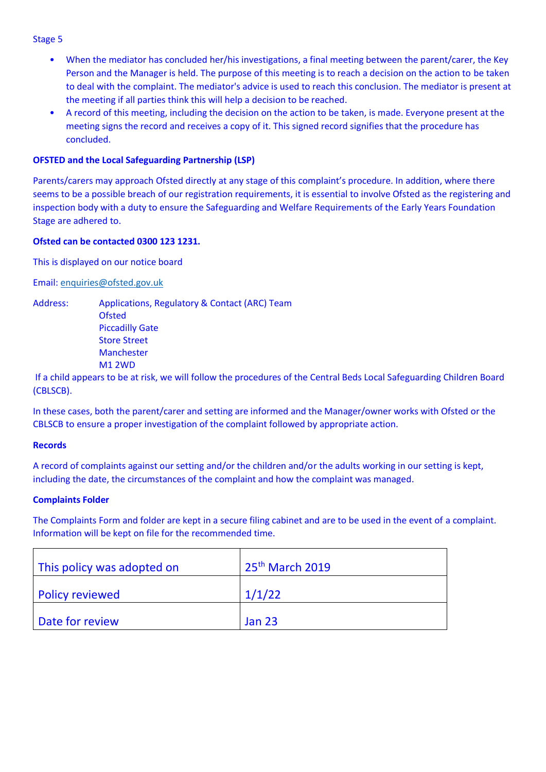Stage 5

- When the mediator has concluded her/his investigations, a final meeting between the parent/carer, the Key Person and the Manager is held. The purpose of this meeting is to reach a decision on the action to be taken to deal with the complaint. The mediator's advice is used to reach this conclusion. The mediator is present at the meeting if all parties think this will help a decision to be reached.
- A record of this meeting, including the decision on the action to be taken, is made. Everyone present at the meeting signs the record and receives a copy of it. This signed record signifies that the procedure has concluded.

**OFSTED and the Local Safeguarding Partnership (LSP)**

Parents/carers may approach Ofsted directly at any stage of this complaint's procedure. In addition, where there seems to be a possible breach of our registration requirements, it is essential to involve Ofsted as the registering and inspection body with a duty to ensure the Safeguarding and Welfare Requirements of the Early Years Foundation Stage are adhered to.

**Ofsted can be contacted 0300 123 1231.**

This is displayed on our notice board

Email: enquiries@ofsted.gov.uk

Address: Applications, Regulatory & Contact (ARC) Team
Ofsted
Piccadilly Gate
Store Street
Manchester
M1 2WD

If a child appears to be at risk, we will follow the procedures of the Central Beds Local Safeguarding Children Board (CBLSCB).

In these cases, both the parent/carer and setting are informed and the Manager/owner works with Ofsted or the CBLSCB to ensure a proper investigation of the complaint followed by appropriate action.

**Records**

A record of complaints against our setting and/or the children and/or the adults working in our setting is kept, including the date, the circumstances of the complaint and how the complaint was managed.

**Complaints Folder**

The Complaints Form and folder are kept in a secure filing cabinet and are to be used in the event of a complaint. Information will be kept on file for the recommended time.

| | |
|---|---|
| This policy was adopted on | 25th March 2019 |
| Policy reviewed | 1/1/22 |
| Date for review | Jan 23 |